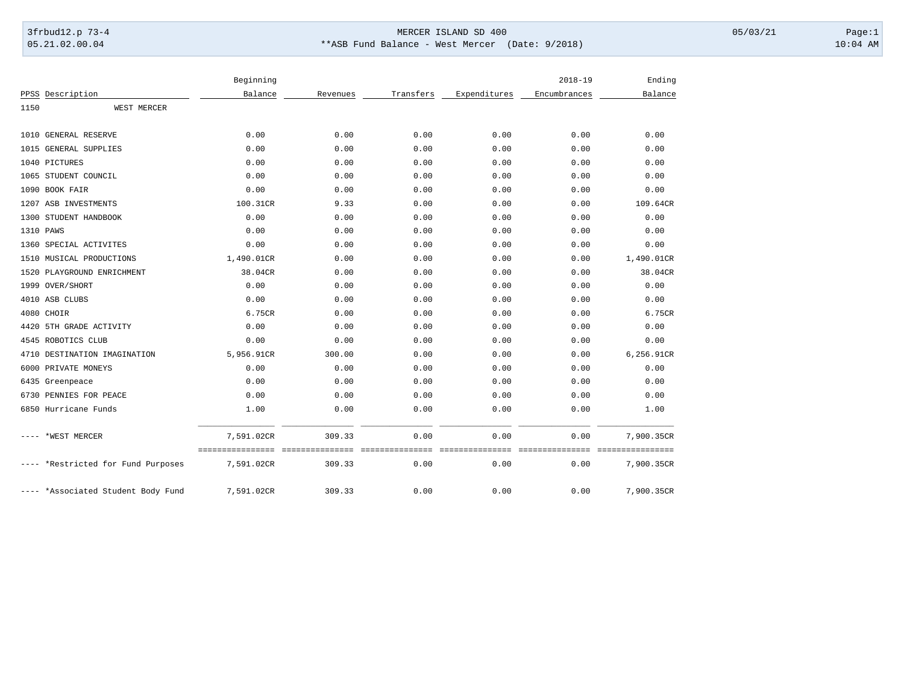3frbud12.p 73-4 MERCER ISLAND SD 400 05/03/21 Page:1
05.21.02.00.04 **ASB Fund Balance - West Mercer (Date: 9/2018) 10:04 AM

| PPSS | Description | Beginning Balance | Revenues | Transfers | Expenditures | 2018-19 Encumbrances | Ending Balance |
|---|---|---|---|---|---|---|---|
| 1150 | WEST MERCER | | | | | | |
| 1010 | GENERAL RESERVE | 0.00 | 0.00 | 0.00 | 0.00 | 0.00 | 0.00 |
| 1015 | GENERAL SUPPLIES | 0.00 | 0.00 | 0.00 | 0.00 | 0.00 | 0.00 |
| 1040 | PICTURES | 0.00 | 0.00 | 0.00 | 0.00 | 0.00 | 0.00 |
| 1065 | STUDENT COUNCIL | 0.00 | 0.00 | 0.00 | 0.00 | 0.00 | 0.00 |
| 1090 | BOOK FAIR | 0.00 | 0.00 | 0.00 | 0.00 | 0.00 | 0.00 |
| 1207 | ASB INVESTMENTS | 100.31CR | 9.33 | 0.00 | 0.00 | 0.00 | 109.64CR |
| 1300 | STUDENT HANDBOOK | 0.00 | 0.00 | 0.00 | 0.00 | 0.00 | 0.00 |
| 1310 | PAWS | 0.00 | 0.00 | 0.00 | 0.00 | 0.00 | 0.00 |
| 1360 | SPECIAL ACTIVITES | 0.00 | 0.00 | 0.00 | 0.00 | 0.00 | 0.00 |
| 1510 | MUSICAL PRODUCTIONS | 1,490.01CR | 0.00 | 0.00 | 0.00 | 0.00 | 1,490.01CR |
| 1520 | PLAYGROUND ENRICHMENT | 38.04CR | 0.00 | 0.00 | 0.00 | 0.00 | 38.04CR |
| 1999 | OVER/SHORT | 0.00 | 0.00 | 0.00 | 0.00 | 0.00 | 0.00 |
| 4010 | ASB CLUBS | 0.00 | 0.00 | 0.00 | 0.00 | 0.00 | 0.00 |
| 4080 | CHOIR | 6.75CR | 0.00 | 0.00 | 0.00 | 0.00 | 6.75CR |
| 4420 | 5TH GRADE ACTIVITY | 0.00 | 0.00 | 0.00 | 0.00 | 0.00 | 0.00 |
| 4545 | ROBOTICS CLUB | 0.00 | 0.00 | 0.00 | 0.00 | 0.00 | 0.00 |
| 4710 | DESTINATION IMAGINATION | 5,956.91CR | 300.00 | 0.00 | 0.00 | 0.00 | 6,256.91CR |
| 6000 | PRIVATE MONEYS | 0.00 | 0.00 | 0.00 | 0.00 | 0.00 | 0.00 |
| 6435 | Greenpeace | 0.00 | 0.00 | 0.00 | 0.00 | 0.00 | 0.00 |
| 6730 | PENNIES FOR PEACE | 0.00 | 0.00 | 0.00 | 0.00 | 0.00 | 0.00 |
| 6850 | Hurricane Funds | 1.00 | 0.00 | 0.00 | 0.00 | 0.00 | 1.00 |
| ---- | *WEST MERCER | 7,591.02CR | 309.33 | 0.00 | 0.00 | 0.00 | 7,900.35CR |
| ---- | *Restricted for Fund Purposes | 7,591.02CR | 309.33 | 0.00 | 0.00 | 0.00 | 7,900.35CR |
| ---- | *Associated Student Body Fund | 7,591.02CR | 309.33 | 0.00 | 0.00 | 0.00 | 7,900.35CR |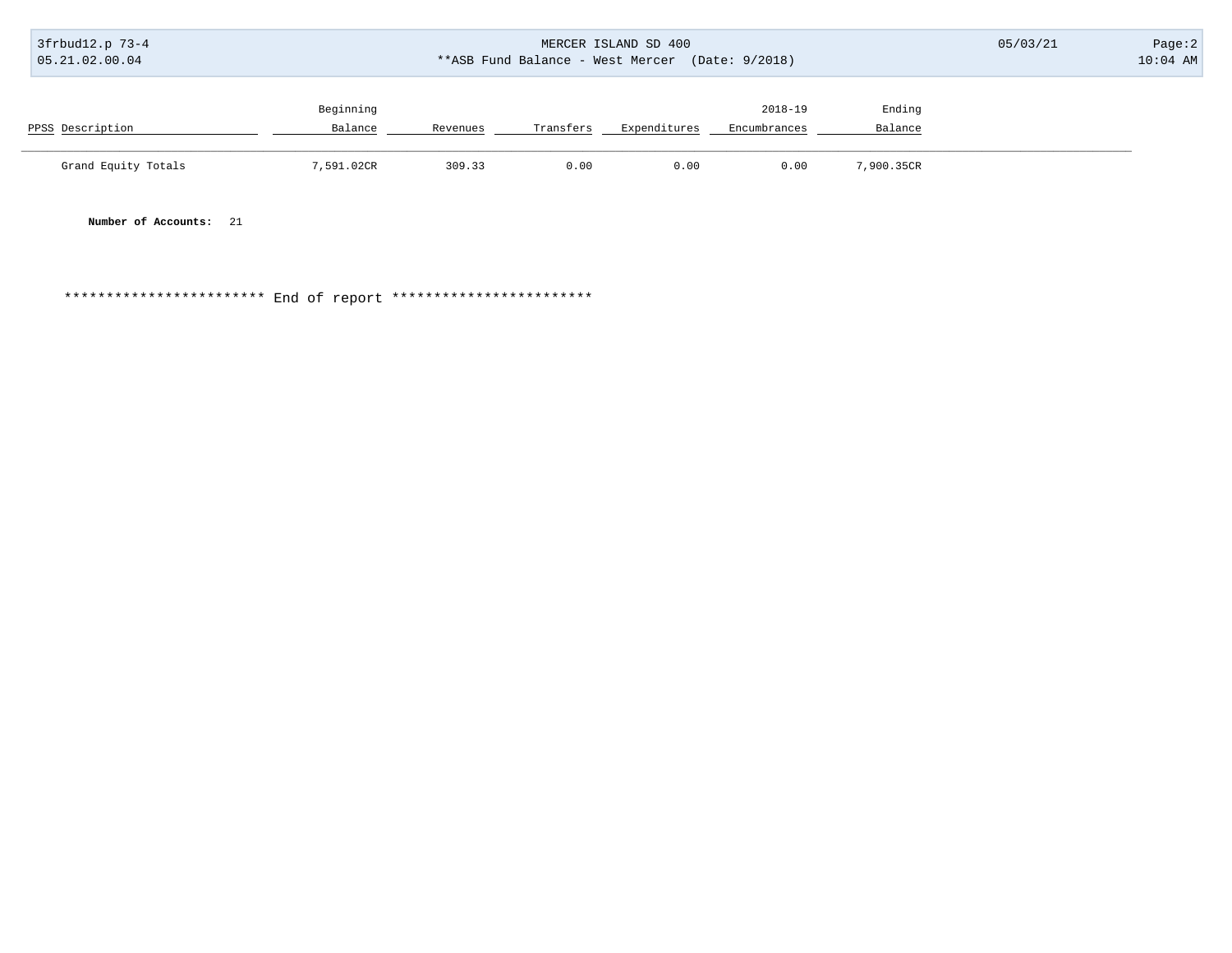| PPSS | Description | Beginning Balance | Revenues | Transfers | Expenditures | 2018-19 Encumbrances | Ending Balance |
|---|---|---|---|---|---|---|---|
| | Grand Equity Totals | 7,591.02CR | 309.33 | 0.00 | 0.00 | 0.00 | 7,900.35CR |

**Number of Accounts:** 21

************************ End of report ************************